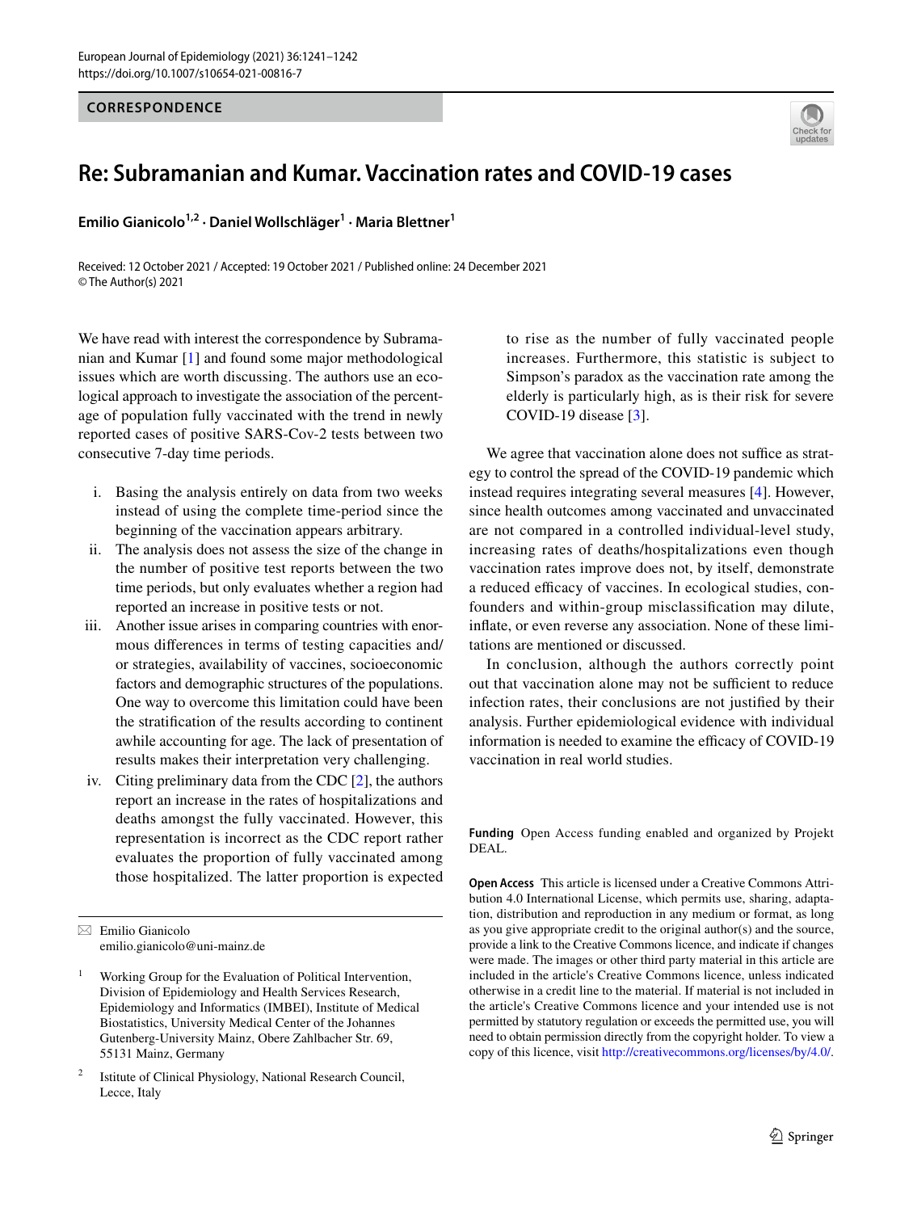CORRESPONDENCE

# Re: Subramanian and Kumar. Vaccination rates and COVID-19 cases

**Emilio Gianicolo**[1,2] · **Daniel Wollschläger**[1] · **Maria Blettner**[1]

Received: 12 October 2021 / Accepted: 19 October 2021 / Published online: 24 December 2021
© The Author(s) 2021

We have read with interest the correspondence by Subramanian and Kumar [1] and found some major methodological issues which are worth discussing. The authors use an ecological approach to investigate the association of the percentage of population fully vaccinated with the trend in newly reported cases of positive SARS-Cov-2 tests between two consecutive 7-day time periods.

i. Basing the analysis entirely on data from two weeks instead of using the complete time-period since the beginning of the vaccination appears arbitrary.
ii. The analysis does not assess the size of the change in the number of positive test reports between the two time periods, but only evaluates whether a region had reported an increase in positive tests or not.
iii. Another issue arises in comparing countries with enormous differences in terms of testing capacities and/or strategies, availability of vaccines, socioeconomic factors and demographic structures of the populations. One way to overcome this limitation could have been the stratification of the results according to continent awhile accounting for age. The lack of presentation of results makes their interpretation very challenging.
iv. Citing preliminary data from the CDC [2], the authors report an increase in the rates of hospitalizations and deaths amongst the fully vaccinated. However, this representation is incorrect as the CDC report rather evaluates the proportion of fully vaccinated among those hospitalized. The latter proportion is expected to rise as the number of fully vaccinated people increases. Furthermore, this statistic is subject to Simpson's paradox as the vaccination rate among the elderly is particularly high, as is their risk for severe COVID-19 disease [3].

We agree that vaccination alone does not suffice as strategy to control the spread of the COVID-19 pandemic which instead requires integrating several measures [4]. However, since health outcomes among vaccinated and unvaccinated are not compared in a controlled individual-level study, increasing rates of deaths/hospitalizations even though vaccination rates improve does not, by itself, demonstrate a reduced efficacy of vaccines. In ecological studies, confounders and within-group misclassification may dilute, inflate, or even reverse any association. None of these limitations are mentioned or discussed.

In conclusion, although the authors correctly point out that vaccination alone may not be sufficient to reduce infection rates, their conclusions are not justified by their analysis. Further epidemiological evidence with individual information is needed to examine the efficacy of COVID-19 vaccination in real world studies.

**Funding** Open Access funding enabled and organized by Projekt DEAL.

**Open Access** This article is licensed under a Creative Commons Attribution 4.0 International License, which permits use, sharing, adaptation, distribution and reproduction in any medium or format, as long as you give appropriate credit to the original author(s) and the source, provide a link to the Creative Commons licence, and indicate if changes were made. The images or other third party material in this article are included in the article's Creative Commons licence, unless indicated otherwise in a credit line to the material. If material is not included in the article's Creative Commons licence and your intended use is not permitted by statutory regulation or exceeds the permitted use, you will need to obtain permission directly from the copyright holder. To view a copy of this licence, visit http://creativecommons.org/licenses/by/4.0/.

---

✉ Emilio Gianicolo
emilio.gianicolo@uni-mainz.de

[1] Working Group for the Evaluation of Political Intervention, Division of Epidemiology and Health Services Research, Epidemiology and Informatics (IMBEI), Institute of Medical Biostatistics, University Medical Center of the Johannes Gutenberg-University Mainz, Obere Zahlbacher Str. 69, 55131 Mainz, Germany

[2] Istitute of Clinical Physiology, National Research Council, Lecce, Italy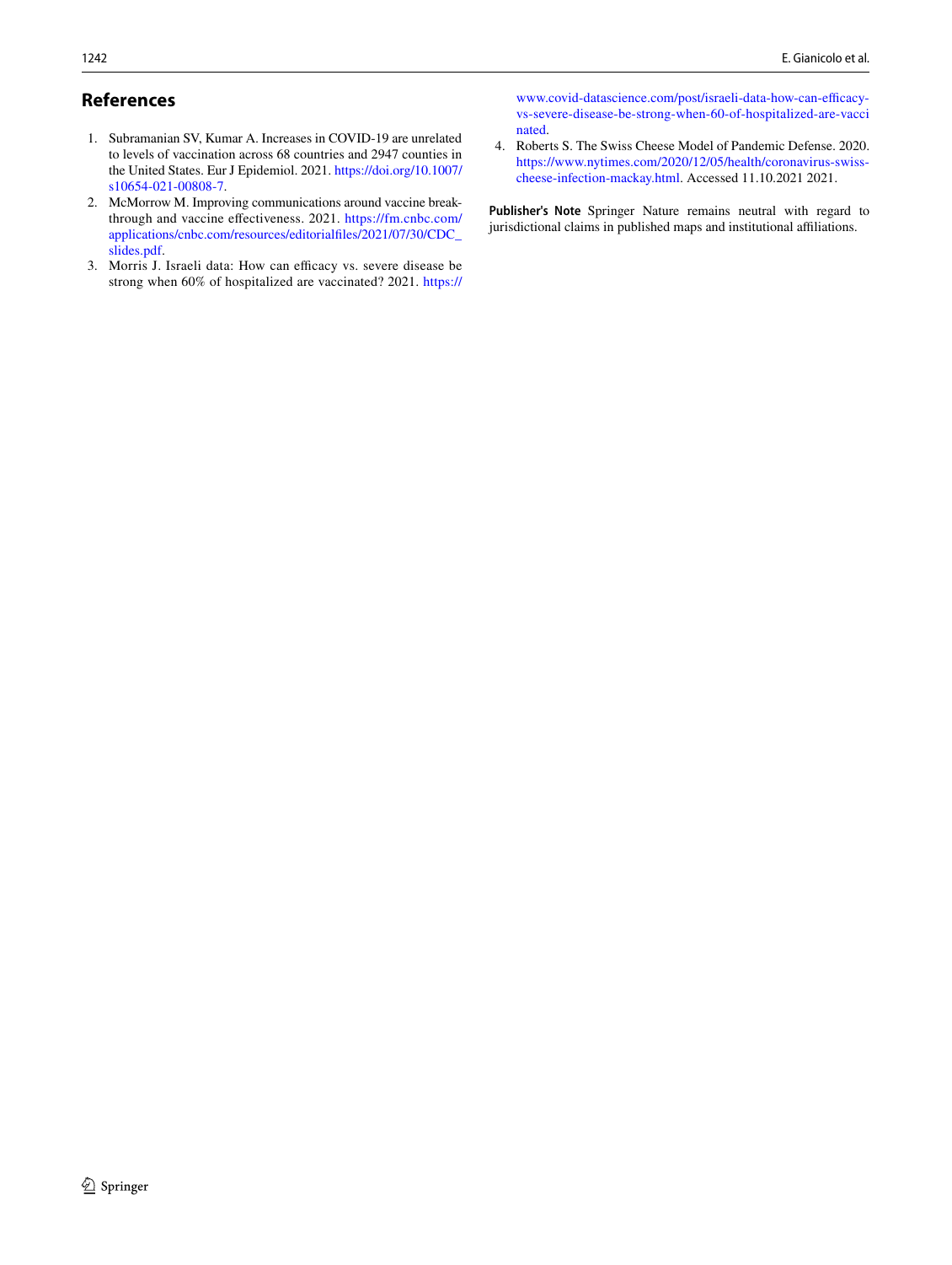## References

1. Subramanian SV, Kumar A. Increases in COVID-19 are unrelated to levels of vaccination across 68 countries and 2947 counties in the United States. Eur J Epidemiol. 2021. https://doi.org/10.1007/s10654-021-00808-7.
2. McMorrow M. Improving communications around vaccine breakthrough and vaccine effectiveness. 2021. https://fm.cnbc.com/applications/cnbc.com/resources/editorialfiles/2021/07/30/CDC_slides.pdf.
3. Morris J. Israeli data: How can efficacy vs. severe disease be strong when 60% of hospitalized are vaccinated? 2021. https://www.covid-datascience.com/post/israeli-data-how-can-efficacy-vs-severe-disease-be-strong-when-60-of-hospitalized-are-vaccinated.
4. Roberts S. The Swiss Cheese Model of Pandemic Defense. 2020. https://www.nytimes.com/2020/12/05/health/coronavirus-swiss-cheese-infection-mackay.html. Accessed 11.10.2021 2021.

**Publisher's Note** Springer Nature remains neutral with regard to jurisdictional claims in published maps and institutional affiliations.